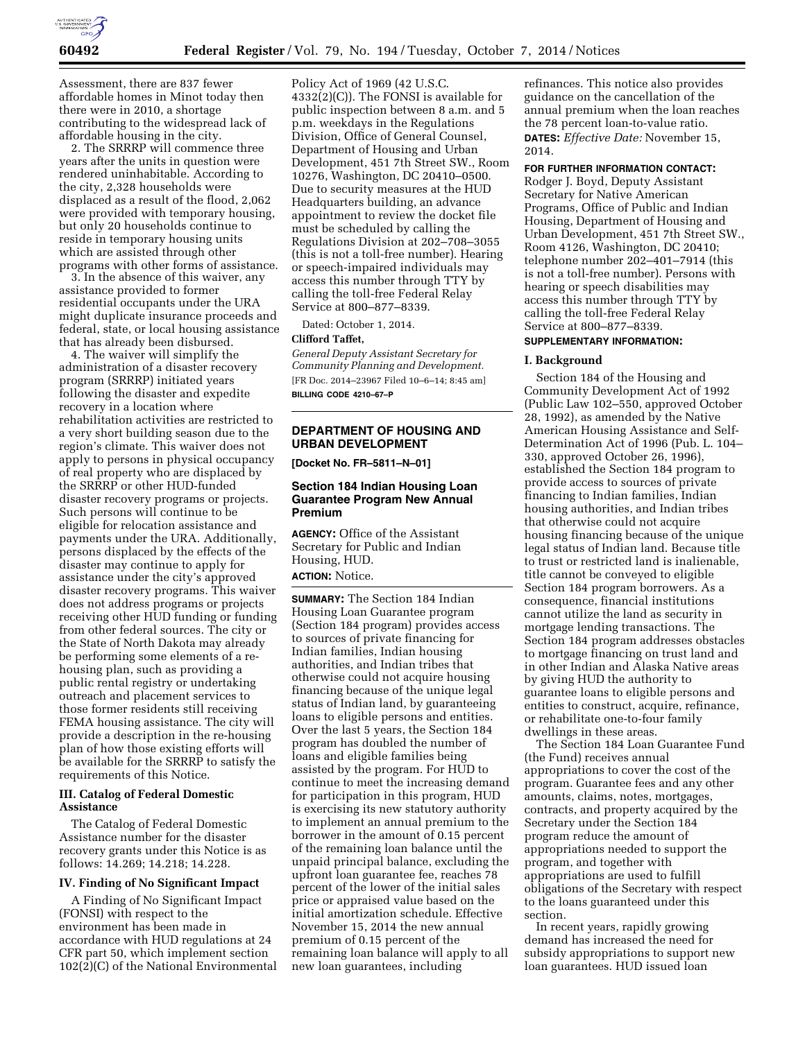Assessment, there are 837 fewer affordable homes in Minot today then there were in 2010, a shortage contributing to the widespread lack of affordable housing in the city.

2. The SRRRP will commence three years after the units in question were rendered uninhabitable. According to the city, 2,328 households were displaced as a result of the flood, 2,062 were provided with temporary housing, but only 20 households continue to reside in temporary housing units which are assisted through other programs with other forms of assistance.

3. In the absence of this waiver, any assistance provided to former residential occupants under the URA might duplicate insurance proceeds and federal, state, or local housing assistance that has already been disbursed.

4. The waiver will simplify the administration of a disaster recovery program (SRRRP) initiated years following the disaster and expedite recovery in a location where rehabilitation activities are restricted to a very short building season due to the region's climate. This waiver does not apply to persons in physical occupancy of real property who are displaced by the SRRRP or other HUD-funded disaster recovery programs or projects. Such persons will continue to be eligible for relocation assistance and payments under the URA. Additionally, persons displaced by the effects of the disaster may continue to apply for assistance under the city's approved disaster recovery programs. This waiver does not address programs or projects receiving other HUD funding or funding from other federal sources. The city or the State of North Dakota may already be performing some elements of a re-housing plan, such as providing a public rental registry or undertaking outreach and placement services to those former residents still receiving FEMA housing assistance. The city will provide a description in the re-housing plan of how those existing efforts will be available for the SRRRP to satisfy the requirements of this Notice.

### III. Catalog of Federal Domestic Assistance

The Catalog of Federal Domestic Assistance number for the disaster recovery grants under this Notice is as follows: 14.269; 14.218; 14.228.

### IV. Finding of No Significant Impact

A Finding of No Significant Impact (FONSI) with respect to the environment has been made in accordance with HUD regulations at 24 CFR part 50, which implement section 102(2)(C) of the National Environmental Policy Act of 1969 (42 U.S.C. 4332(2)(C)). The FONSI is available for public inspection between 8 a.m. and 5 p.m. weekdays in the Regulations Division, Office of General Counsel, Department of Housing and Urban Development, 451 7th Street SW., Room 10276, Washington, DC 20410–0500. Due to security measures at the HUD Headquarters building, an advance appointment to review the docket file must be scheduled by calling the Regulations Division at 202–708–3055 (this is not a toll-free number). Hearing or speech-impaired individuals may access this number through TTY by calling the toll-free Federal Relay Service at 800–877–8339.

Dated: October 1, 2014.

**Clifford Taffet,**

*General Deputy Assistant Secretary for Community Planning and Development.*

[FR Doc. 2014–23967 Filed 10–6–14; 8:45 am]

**BILLING CODE 4210–67–P**

## DEPARTMENT OF HOUSING AND URBAN DEVELOPMENT

**[Docket No. FR–5811–N–01]**

## Section 184 Indian Housing Loan Guarantee Program New Annual Premium

**AGENCY:** Office of the Assistant Secretary for Public and Indian Housing, HUD.

**ACTION:** Notice.

**SUMMARY:** The Section 184 Indian Housing Loan Guarantee program (Section 184 program) provides access to sources of private financing for Indian families, Indian housing authorities, and Indian tribes that otherwise could not acquire housing financing because of the unique legal status of Indian land, by guaranteeing loans to eligible persons and entities. Over the last 5 years, the Section 184 program has doubled the number of loans and eligible families being assisted by the program. For HUD to continue to meet the increasing demand for participation in this program, HUD is exercising its new statutory authority to implement an annual premium to the borrower in the amount of 0.15 percent of the remaining loan balance until the unpaid principal balance, excluding the upfront loan guarantee fee, reaches 78 percent of the lower of the initial sales price or appraised value based on the initial amortization schedule. Effective November 15, 2014 the new annual premium of 0.15 percent of the remaining loan balance will apply to all new loan guarantees, including refinances. This notice also provides guidance on the cancellation of the annual premium when the loan reaches the 78 percent loan-to-value ratio.

**DATES:** *Effective Date:* November 15, 2014.

**FOR FURTHER INFORMATION CONTACT:** Rodger J. Boyd, Deputy Assistant Secretary for Native American Programs, Office of Public and Indian Housing, Department of Housing and Urban Development, 451 7th Street SW., Room 4126, Washington, DC 20410; telephone number 202–401–7914 (this is not a toll-free number). Persons with hearing or speech disabilities may access this number through TTY by calling the toll-free Federal Relay Service at 800–877–8339.

**SUPPLEMENTARY INFORMATION:**

### I. Background

Section 184 of the Housing and Community Development Act of 1992 (Public Law 102–550, approved October 28, 1992), as amended by the Native American Housing Assistance and Self-Determination Act of 1996 (Pub. L. 104–330, approved October 26, 1996), established the Section 184 program to provide access to sources of private financing to Indian families, Indian housing authorities, and Indian tribes that otherwise could not acquire housing financing because of the unique legal status of Indian land. Because title to trust or restricted land is inalienable, title cannot be conveyed to eligible Section 184 program borrowers. As a consequence, financial institutions cannot utilize the land as security in mortgage lending transactions. The Section 184 program addresses obstacles to mortgage financing on trust land and in other Indian and Alaska Native areas by giving HUD the authority to guarantee loans to eligible persons and entities to construct, acquire, refinance, or rehabilitate one-to-four family dwellings in these areas.

The Section 184 Loan Guarantee Fund (the Fund) receives annual appropriations to cover the cost of the program. Guarantee fees and any other amounts, claims, notes, mortgages, contracts, and property acquired by the Secretary under the Section 184 program reduce the amount of appropriations needed to support the program, and together with appropriations are used to fulfill obligations of the Secretary with respect to the loans guaranteed under this section.

In recent years, rapidly growing demand has increased the need for subsidy appropriations to support new loan guarantees. HUD issued loan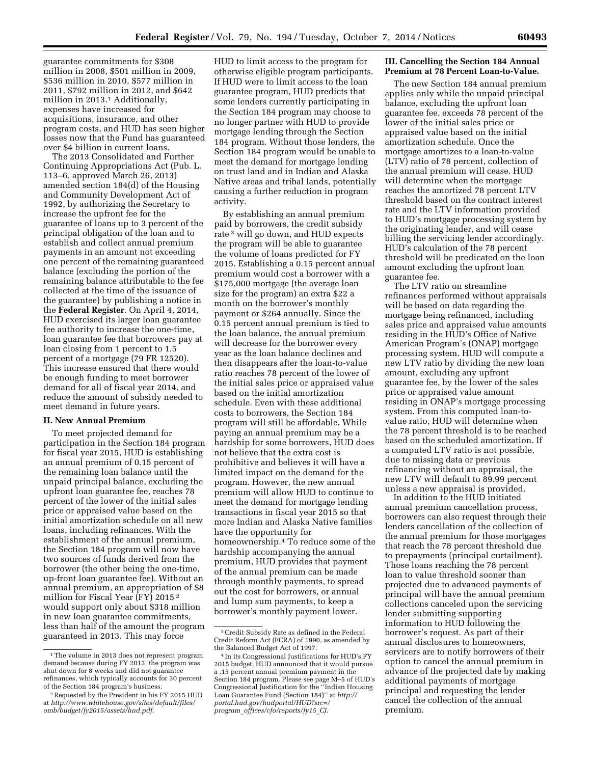guarantee commitments for $308 million in 2008, $501 million in 2009, $536 million in 2010, $577 million in 2011, $792 million in 2012, and $642 million in 2013.[1] Additionally, expenses have increased for acquisitions, insurance, and other program costs, and HUD has seen higher losses now that the Fund has guaranteed over $4 billion in current loans.

The 2013 Consolidated and Further Continuing Appropriations Act (Pub. L. 113–6, approved March 26, 2013) amended section 184(d) of the Housing and Community Development Act of 1992, by authorizing the Secretary to increase the upfront fee for the guarantee of loans up to 3 percent of the principal obligation of the loan and to establish and collect annual premium payments in an amount not exceeding one percent of the remaining guaranteed balance (excluding the portion of the remaining balance attributable to the fee collected at the time of the issuance of the guarantee) by publishing a notice in the **Federal Register**. On April 4, 2014, HUD exercised its larger loan guarantee fee authority to increase the one-time, loan guarantee fee that borrowers pay at loan closing from 1 percent to 1.5 percent of a mortgage (79 FR 12520). This increase ensured that there would be enough funding to meet borrower demand for all of fiscal year 2014, and reduce the amount of subsidy needed to meet demand in future years.

## II. New Annual Premium

To meet projected demand for participation in the Section 184 program for fiscal year 2015, HUD is establishing an annual premium of 0.15 percent of the remaining loan balance until the unpaid principal balance, excluding the upfront loan guarantee fee, reaches 78 percent of the lower of the initial sales price or appraised value based on the initial amortization schedule on all new loans, including refinances. With the establishment of the annual premium, the Section 184 program will now have two sources of funds derived from the borrower (the other being the one-time, up-front loan guarantee fee). Without an annual premium, an appropriation of $8 million for Fiscal Year (FY) 2015 [2] would support only about $318 million in new loan guarantee commitments, less than half of the amount the program guaranteed in 2013. This may force HUD to limit access to the program for otherwise eligible program participants. If HUD were to limit access to the loan guarantee program, HUD predicts that some lenders currently participating in the Section 184 program may choose to no longer partner with HUD to provide mortgage lending through the Section 184 program. Without those lenders, the Section 184 program would be unable to meet the demand for mortgage lending on trust land and in Indian and Alaska Native areas and tribal lands, potentially causing a further reduction in program activity.

By establishing an annual premium paid by borrowers, the credit subsidy rate [3] will go down, and HUD expects the program will be able to guarantee the volume of loans predicted for FY 2015. Establishing a 0.15 percent annual premium would cost a borrower with a $175,000 mortgage (the average loan size for the program) an extra $22 a month on the borrower's monthly payment or $264 annually. Since the 0.15 percent annual premium is tied to the loan balance, the annual premium will decrease for the borrower every year as the loan balance declines and then disappears after the loan-to-value ratio reaches 78 percent of the lower of the initial sales price or appraised value based on the initial amortization schedule. Even with these additional costs to borrowers, the Section 184 program will still be affordable. While paying an annual premium may be a hardship for some borrowers, HUD does not believe that the extra cost is prohibitive and believes it will have a limited impact on the demand for the program. However, the new annual premium will allow HUD to continue to meet the demand for mortgage lending transactions in fiscal year 2015 so that more Indian and Alaska Native families have the opportunity for homeownership.[4] To reduce some of the hardship accompanying the annual premium, HUD provides that payment of the annual premium can be made through monthly payments, to spread out the cost for borrowers, or annual and lump sum payments, to keep a borrower's monthly payment lower.

## III. Cancelling the Section 184 Annual Premium at 78 Percent Loan-to-Value.

The new Section 184 annual premium applies only while the unpaid principal balance, excluding the upfront loan guarantee fee, exceeds 78 percent of the lower of the initial sales price or appraised value based on the initial amortization schedule. Once the mortgage amortizes to a loan-to-value (LTV) ratio of 78 percent, collection of the annual premium will cease. HUD will determine when the mortgage reaches the amortized 78 percent LTV threshold based on the contract interest rate and the LTV information provided to HUD's mortgage processing system by the originating lender, and will cease billing the servicing lender accordingly. HUD's calculation of the 78 percent threshold will be predicated on the loan amount excluding the upfront loan guarantee fee.

The LTV ratio on streamline refinances performed without appraisals will be based on data regarding the mortgage being refinanced, including sales price and appraised value amounts residing in the HUD's Office of Native American Program's (ONAP) mortgage processing system. HUD will compute a new LTV ratio by dividing the new loan amount, excluding any upfront guarantee fee, by the lower of the sales price or appraised value amount residing in ONAP's mortgage processing system. From this computed loan-to-value ratio, HUD will determine when the 78 percent threshold is to be reached based on the scheduled amortization. If a computed LTV ratio is not possible, due to missing data or previous refinancing without an appraisal, the new LTV will default to 89.99 percent unless a new appraisal is provided.

In addition to the HUD initiated annual premium cancellation process, borrowers can also request through their lenders cancellation of the collection of the annual premium for those mortgages that reach the 78 percent threshold due to prepayments (principal curtailment). Those loans reaching the 78 percent loan to value threshold sooner than projected due to advanced payments of principal will have the annual premium collections canceled upon the servicing lender submitting supporting information to HUD following the borrower's request. As part of their annual disclosures to homeowners, servicers are to notify borrowers of their option to cancel the annual premium in advance of the projected date by making additional payments of mortgage principal and requesting the lender cancel the collection of the annual premium.

---

[1] The volume in 2013 does not represent program demand because during FY 2013, the program was shut down for 8 weeks and did not guarantee refinances, which typically accounts for 30 percent of the Section 184 program's business.

[2] Requested by the President in his FY 2015 HUD at *http://www.whitehouse.gov/sites/default/files/omb/budget/fy2015/assets/hud.pdf.*

[3] Credit Subsidy Rate as defined in the Federal Credit Reform Act (FCRA) of 1990, as amended by the Balanced Budget Act of 1997.

[4] In its Congressional Justifications for HUD's FY 2015 budget, HUD announced that it would pursue a .15 percent annual premium payment in the Section 184 program. Please see page M–5 of HUD's Congressional Justification for the "Indian Housing Loan Guarantee Fund (Section 184)" at *http://portal.hud.gov/hudportal/HUD?src=/program_offices/cfo/reports/fy15_CJ.*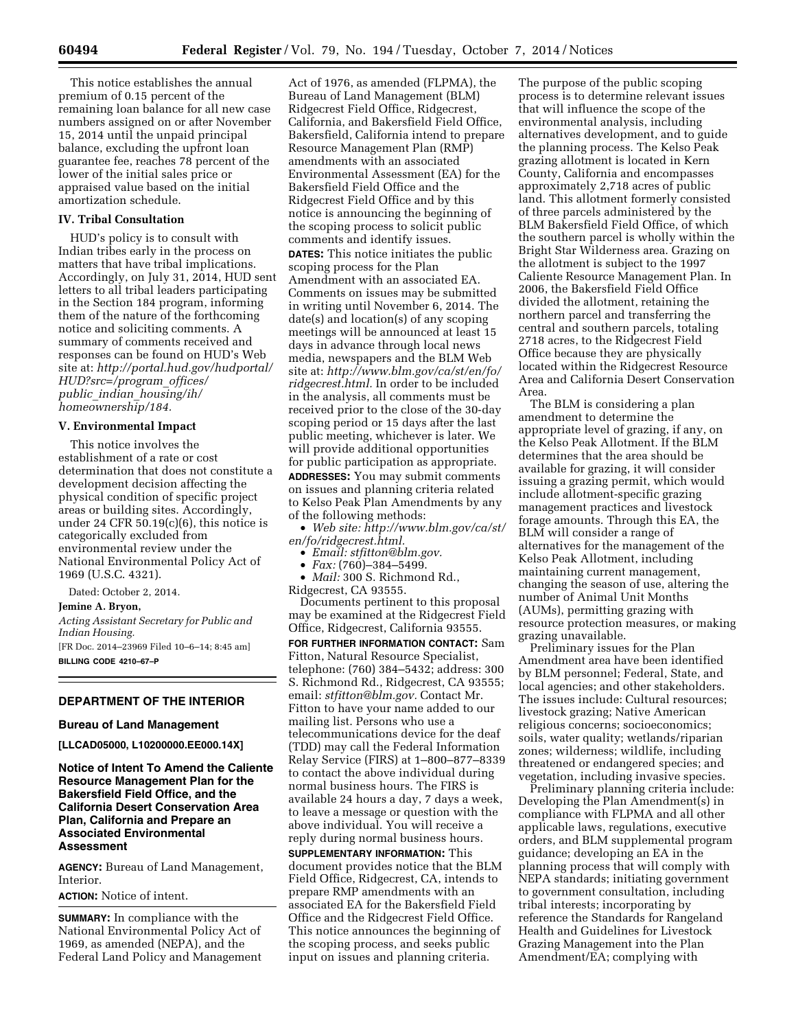This notice establishes the annual premium of 0.15 percent of the remaining loan balance for all new case numbers assigned on or after November 15, 2014 until the unpaid principal balance, excluding the upfront loan guarantee fee, reaches 78 percent of the lower of the initial sales price or appraised value based on the initial amortization schedule.

**IV. Tribal Consultation**

HUD's policy is to consult with Indian tribes early in the process on matters that have tribal implications. Accordingly, on July 31, 2014, HUD sent letters to all tribal leaders participating in the Section 184 program, informing them of the nature of the forthcoming notice and soliciting comments. A summary of comments received and responses can be found on HUD's Web site at: *http://portal.hud.gov/hudportal/HUD?src=/program_offices/public_indian_housing/ih/homeownership/184.*

**V. Environmental Impact**

This notice involves the establishment of a rate or cost determination that does not constitute a development decision affecting the physical condition of specific project areas or building sites. Accordingly, under 24 CFR 50.19(c)(6), this notice is categorically excluded from environmental review under the National Environmental Policy Act of 1969 (U.S.C. 4321).

Dated: October 2, 2014.

**Jemine A. Bryon,**

*Acting Assistant Secretary for Public and Indian Housing.*

[FR Doc. 2014–23969 Filed 10–6–14; 8:45 am]

**BILLING CODE 4210–67–P**

## DEPARTMENT OF THE INTERIOR

### Bureau of Land Management

**[LLCAD05000, L10200000.EE000.14X]**

### Notice of Intent To Amend the Caliente Resource Management Plan for the Bakersfield Field Office, and the California Desert Conservation Area Plan, California and Prepare an Associated Environmental Assessment

**AGENCY:** Bureau of Land Management, Interior.

**ACTION:** Notice of intent.

**SUMMARY:** In compliance with the National Environmental Policy Act of 1969, as amended (NEPA), and the Federal Land Policy and Management Act of 1976, as amended (FLPMA), the Bureau of Land Management (BLM) Ridgecrest Field Office, Ridgecrest, California, and Bakersfield Field Office, Bakersfield, California intend to prepare Resource Management Plan (RMP) amendments with an associated Environmental Assessment (EA) for the Bakersfield Field Office and the Ridgecrest Field Office and by this notice is announcing the beginning of the scoping process to solicit public comments and identify issues.

**DATES:** This notice initiates the public scoping process for the Plan Amendment with an associated EA. Comments on issues may be submitted in writing until November 6, 2014. The date(s) and location(s) of any scoping meetings will be announced at least 15 days in advance through local news media, newspapers and the BLM Web site at: *http://www.blm.gov/ca/st/en/fo/ridgecrest.html.* In order to be included in the analysis, all comments must be received prior to the close of the 30-day scoping period or 15 days after the last public meeting, whichever is later. We will provide additional opportunities for public participation as appropriate.

**ADDRESSES:** You may submit comments on issues and planning criteria related to Kelso Peak Plan Amendments by any of the following methods:

- *Web site: http://www.blm.gov/ca/st/en/fo/ridgecrest.html.*
- *Email: stfitton@blm.gov.*
- *Fax:* (760)–384–5499.
- *Mail:* 300 S. Richmond Rd., Ridgecrest, CA 93555.

Documents pertinent to this proposal may be examined at the Ridgecrest Field Office, Ridgecrest, California 93555.

**FOR FURTHER INFORMATION CONTACT:** Sam Fitton, Natural Resource Specialist, telephone: (760) 384–5432; address: 300 S. Richmond Rd., Ridgecrest, CA 93555; email: *stfitton@blm.gov.* Contact Mr. Fitton to have your name added to our mailing list. Persons who use a telecommunications device for the deaf (TDD) may call the Federal Information Relay Service (FIRS) at 1–800–877–8339 to contact the above individual during normal business hours. The FIRS is available 24 hours a day, 7 days a week, to leave a message or question with the above individual. You will receive a reply during normal business hours.

**SUPPLEMENTARY INFORMATION:** This document provides notice that the BLM Field Office, Ridgecrest, CA, intends to prepare RMP amendments with an associated EA for the Bakersfield Field Office and the Ridgecrest Field Office. This notice announces the beginning of the scoping process, and seeks public input on issues and planning criteria.

The purpose of the public scoping process is to determine relevant issues that will influence the scope of the environmental analysis, including alternatives development, and to guide the planning process. The Kelso Peak grazing allotment is located in Kern County, California and encompasses approximately 2,718 acres of public land. This allotment formerly consisted of three parcels administered by the BLM Bakersfield Field Office, of which the southern parcel is wholly within the Bright Star Wilderness area. Grazing on the allotment is subject to the 1997 Caliente Resource Management Plan. In 2006, the Bakersfield Field Office divided the allotment, retaining the northern parcel and transferring the central and southern parcels, totaling 2718 acres, to the Ridgecrest Field Office because they are physically located within the Ridgecrest Resource Area and California Desert Conservation Area.

The BLM is considering a plan amendment to determine the appropriate level of grazing, if any, on the Kelso Peak Allotment. If the BLM determines that the area should be available for grazing, it will consider issuing a grazing permit, which would include allotment-specific grazing management practices and livestock forage amounts. Through this EA, the BLM will consider a range of alternatives for the management of the Kelso Peak Allotment, including maintaining current management, changing the season of use, altering the number of Animal Unit Months (AUMs), permitting grazing with resource protection measures, or making grazing unavailable.

Preliminary issues for the Plan Amendment area have been identified by BLM personnel; Federal, State, and local agencies; and other stakeholders. The issues include: Cultural resources; livestock grazing; Native American religious concerns; socioeconomics; soils, water quality; wetlands/riparian zones; wilderness; wildlife, including threatened or endangered species; and vegetation, including invasive species.

Preliminary planning criteria include: Developing the Plan Amendment(s) in compliance with FLPMA and all other applicable laws, regulations, executive orders, and BLM supplemental program guidance; developing an EA in the planning process that will comply with NEPA standards; initiating government to government consultation, including tribal interests; incorporating by reference the Standards for Rangeland Health and Guidelines for Livestock Grazing Management into the Plan Amendment/EA; complying with